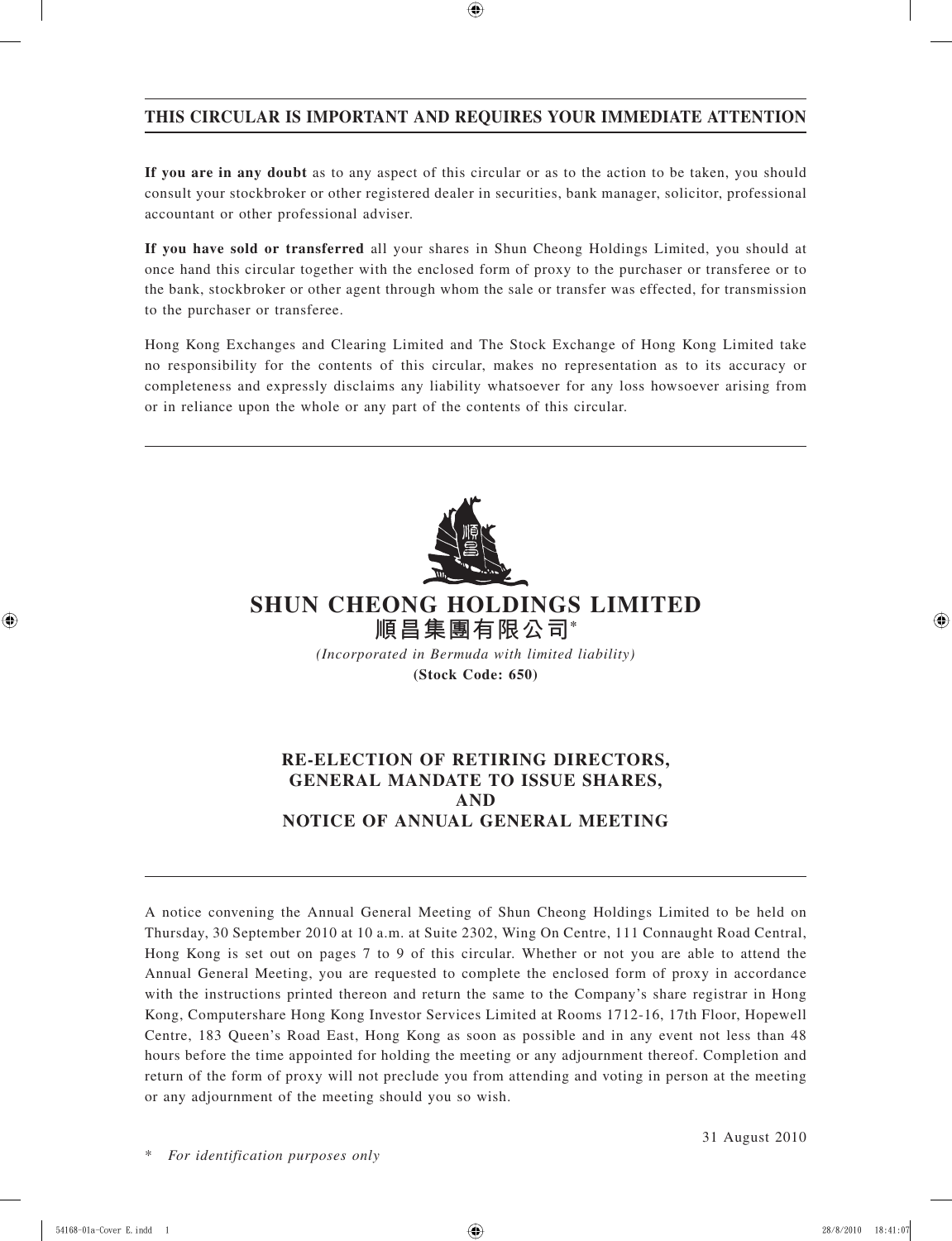**THIS CIRCULAR IS IMPORTANT AND REQUIRES YOUR IMMEDIATE ATTENTION**

**If you are in any doubt** as to any aspect of this circular or as to the action to be taken, you should consult your stockbroker or other registered dealer in securities, bank manager, solicitor, professional accountant or other professional adviser.

**If you have sold or transferred** all your shares in Shun Cheong Holdings Limited, you should at once hand this circular together with the enclosed form of proxy to the purchaser or transferee or to the bank, stockbroker or other agent through whom the sale or transfer was effected, for transmission to the purchaser or transferee.

Hong Kong Exchanges and Clearing Limited and The Stock Exchange of Hong Kong Limited take no responsibility for the contents of this circular, makes no representation as to its accuracy or completeness and expressly disclaims any liability whatsoever for any loss howsoever arising from or in reliance upon the whole or any part of the contents of this circular.

# SHUN CHEONG HOLDINGS LIMITED
# 順昌集團有限公司*

*(Incorporated in Bermuda with limited liability)*

**(Stock Code: 650)**

## RE-ELECTION OF RETIRING DIRECTORS, GENERAL MANDATE TO ISSUE SHARES, AND NOTICE OF ANNUAL GENERAL MEETING

A notice convening the Annual General Meeting of Shun Cheong Holdings Limited to be held on Thursday, 30 September 2010 at 10 a.m. at Suite 2302, Wing On Centre, 111 Connaught Road Central, Hong Kong is set out on pages 7 to 9 of this circular. Whether or not you are able to attend the Annual General Meeting, you are requested to complete the enclosed form of proxy in accordance with the instructions printed thereon and return the same to the Company's share registrar in Hong Kong, Computershare Hong Kong Investor Services Limited at Rooms 1712-16, 17th Floor, Hopewell Centre, 183 Queen's Road East, Hong Kong as soon as possible and in any event not less than 48 hours before the time appointed for holding the meeting or any adjournment thereof. Completion and return of the form of proxy will not preclude you from attending and voting in person at the meeting or any adjournment of the meeting should you so wish.

31 August 2010

\* *For identification purposes only*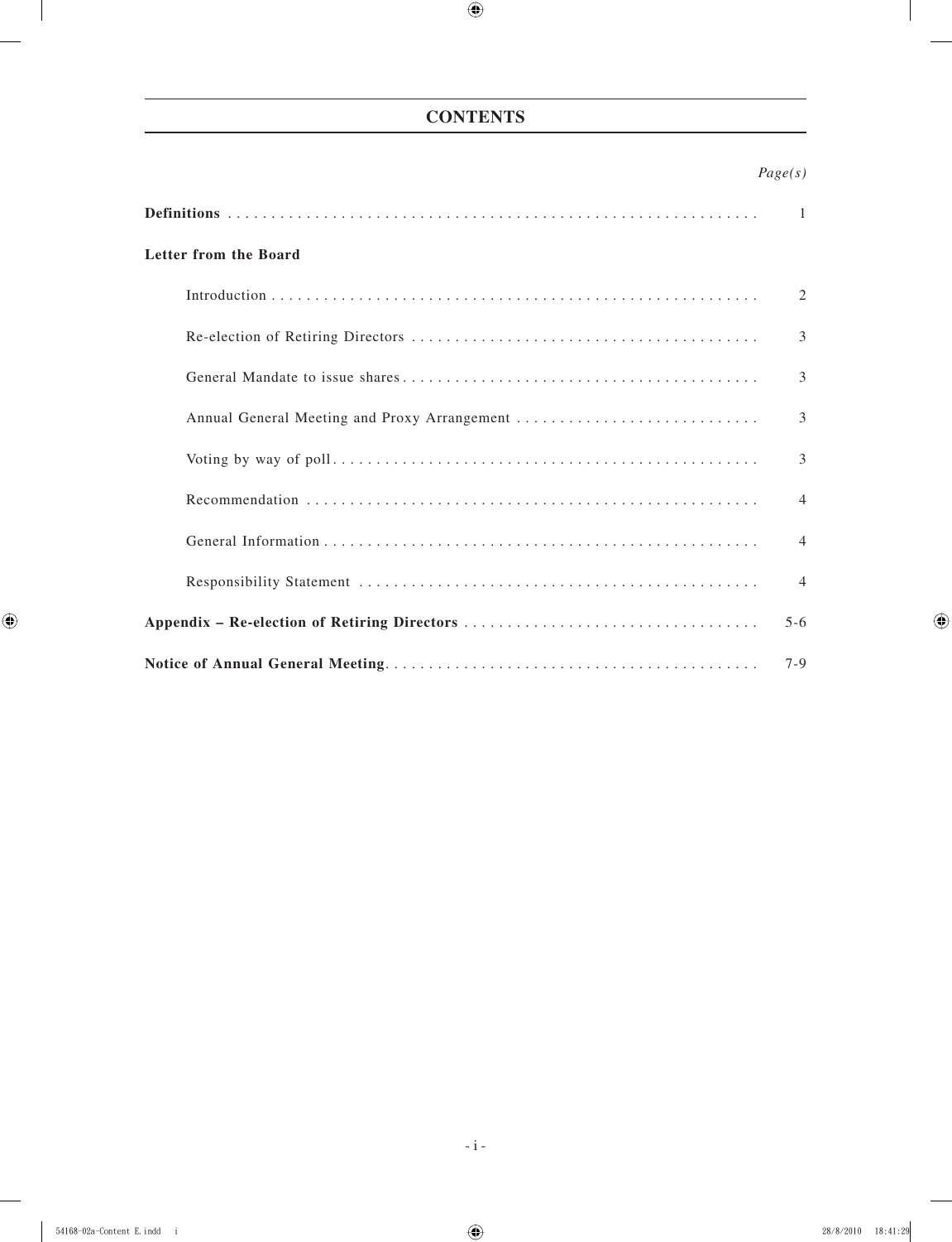# CONTENTS

| | *Page(s)* |
|---|---|
| **Definitions** | 1 |
| **Letter from the Board** | |
| Introduction | 2 |
| Re-election of Retiring Directors | 3 |
| General Mandate to issue shares | 3 |
| Annual General Meeting and Proxy Arrangement | 3 |
| Voting by way of poll | 3 |
| Recommendation | 4 |
| General Information | 4 |
| Responsibility Statement | 4 |
| **Appendix – Re-election of Retiring Directors** | 5-6 |
| **Notice of Annual General Meeting** | 7-9 |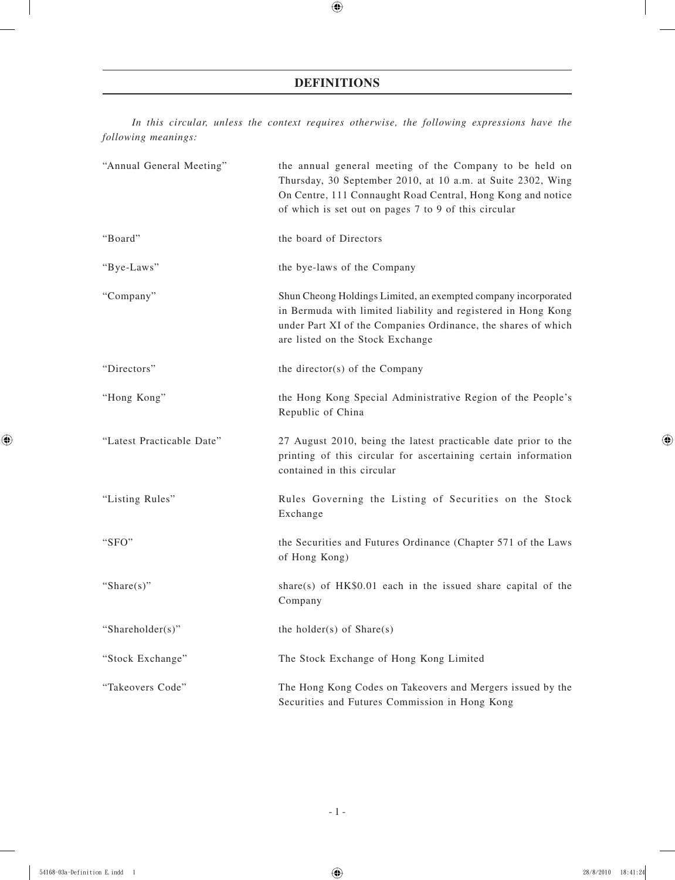# DEFINITIONS

*In this circular, unless the context requires otherwise, the following expressions have the following meanings:*

| | |
|---|---|
| "Annual General Meeting" | the annual general meeting of the Company to be held on Thursday, 30 September 2010, at 10 a.m. at Suite 2302, Wing On Centre, 111 Connaught Road Central, Hong Kong and notice of which is set out on pages 7 to 9 of this circular |
| "Board" | the board of Directors |
| "Bye-Laws" | the bye-laws of the Company |
| "Company" | Shun Cheong Holdings Limited, an exempted company incorporated in Bermuda with limited liability and registered in Hong Kong under Part XI of the Companies Ordinance, the shares of which are listed on the Stock Exchange |
| "Directors" | the director(s) of the Company |
| "Hong Kong" | the Hong Kong Special Administrative Region of the People's Republic of China |
| "Latest Practicable Date" | 27 August 2010, being the latest practicable date prior to the printing of this circular for ascertaining certain information contained in this circular |
| "Listing Rules" | Rules Governing the Listing of Securities on the Stock Exchange |
| "SFO" | the Securities and Futures Ordinance (Chapter 571 of the Laws of Hong Kong) |
| "Share(s)" | share(s) of HK$0.01 each in the issued share capital of the Company |
| "Shareholder(s)" | the holder(s) of Share(s) |
| "Stock Exchange" | The Stock Exchange of Hong Kong Limited |
| "Takeovers Code" | The Hong Kong Codes on Takeovers and Mergers issued by the Securities and Futures Commission in Hong Kong |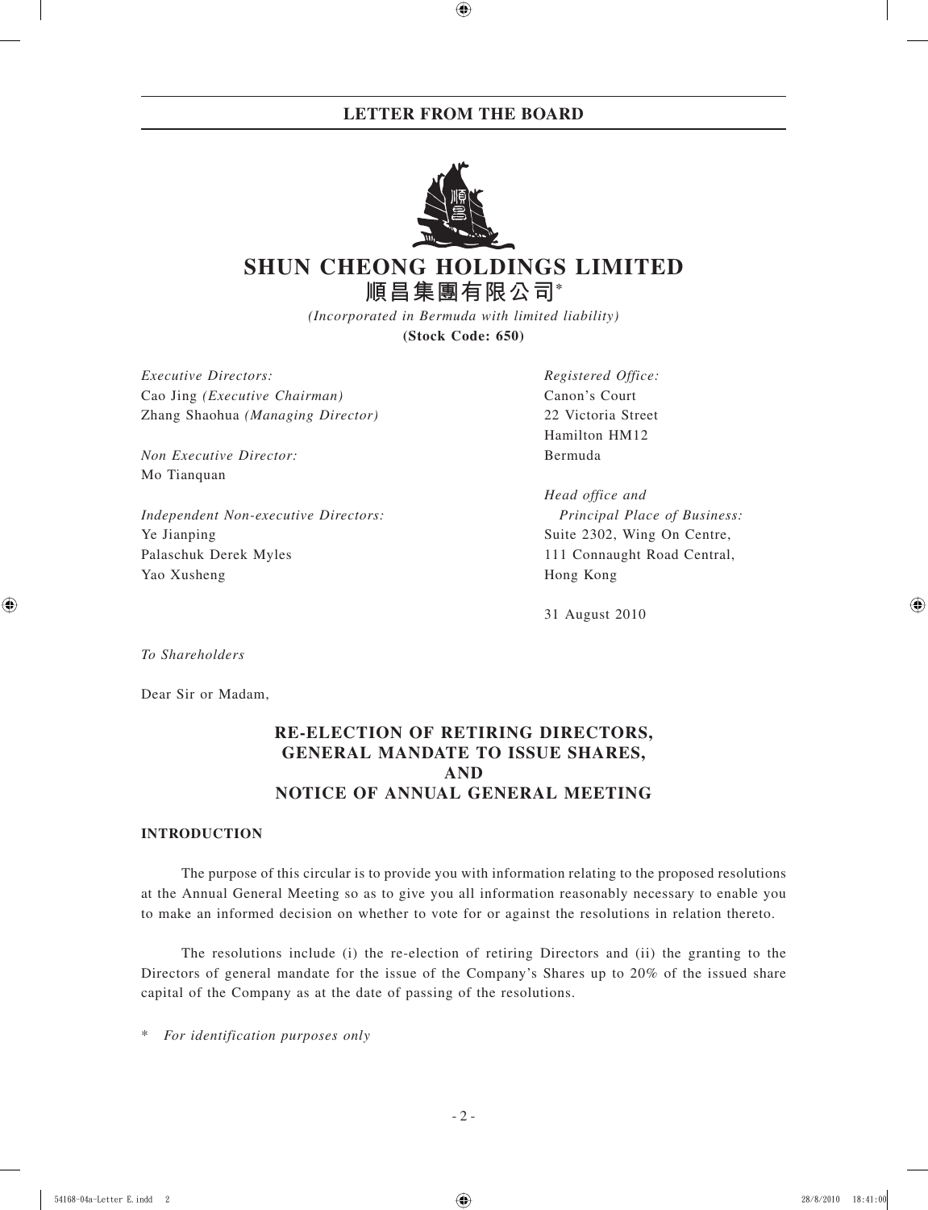# LETTER FROM THE BOARD

# SHUN CHEONG HOLDINGS LIMITED
# 順昌集團有限公司*

*(Incorporated in Bermuda with limited liability)*
**(Stock Code: 650)**

*Executive Directors:*
Cao Jing *(Executive Chairman)*
Zhang Shaohua *(Managing Director)*

*Non Executive Director:*
Mo Tianquan

*Independent Non-executive Directors:*
Ye Jianping
Palaschuk Derek Myles
Yao Xusheng

*Registered Office:*
Canon's Court
22 Victoria Street
Hamilton HM12
Bermuda

*Head office and Principal Place of Business:*
Suite 2302, Wing On Centre,
111 Connaught Road Central,
Hong Kong

31 August 2010

*To Shareholders*

Dear Sir or Madam,

## RE-ELECTION OF RETIRING DIRECTORS, GENERAL MANDATE TO ISSUE SHARES, AND NOTICE OF ANNUAL GENERAL MEETING

### INTRODUCTION

The purpose of this circular is to provide you with information relating to the proposed resolutions at the Annual General Meeting so as to give you all information reasonably necessary to enable you to make an informed decision on whether to vote for or against the resolutions in relation thereto.

The resolutions include (i) the re-election of retiring Directors and (ii) the granting to the Directors of general mandate for the issue of the Company's Shares up to 20% of the issued share capital of the Company as at the date of passing of the resolutions.

\* *For identification purposes only*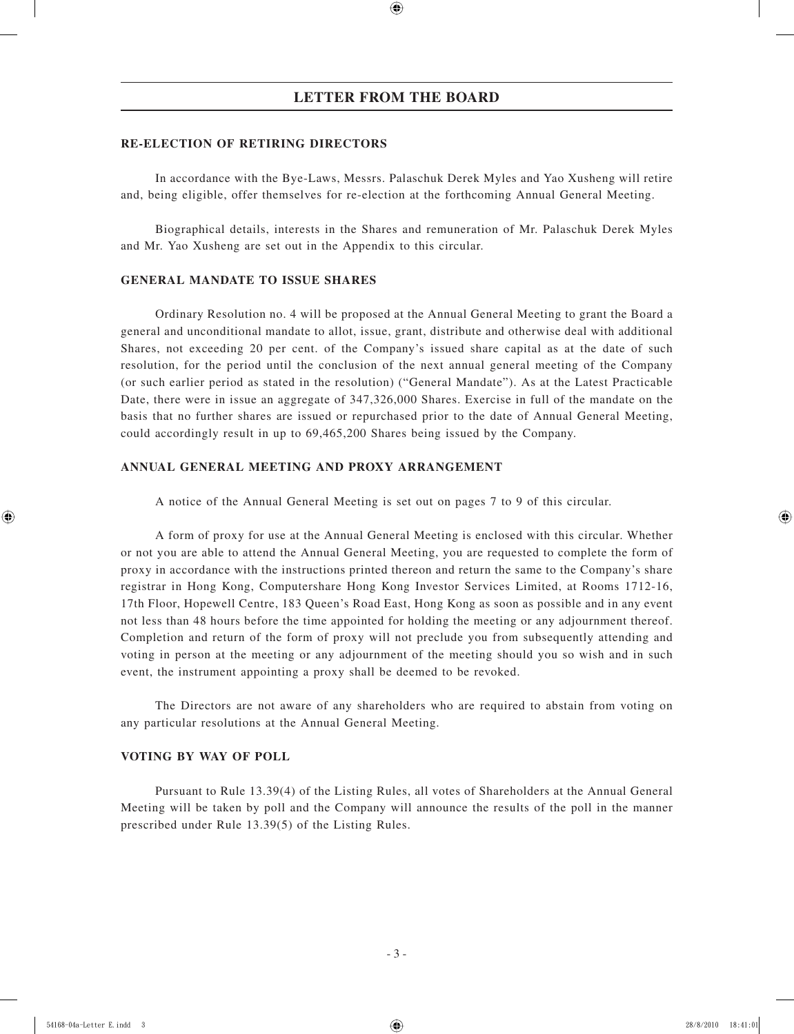# LETTER FROM THE BOARD

## RE-ELECTION OF RETIRING DIRECTORS

In accordance with the Bye-Laws, Messrs. Palaschuk Derek Myles and Yao Xusheng will retire and, being eligible, offer themselves for re-election at the forthcoming Annual General Meeting.

Biographical details, interests in the Shares and remuneration of Mr. Palaschuk Derek Myles and Mr. Yao Xusheng are set out in the Appendix to this circular.

## GENERAL MANDATE TO ISSUE SHARES

Ordinary Resolution no. 4 will be proposed at the Annual General Meeting to grant the Board a general and unconditional mandate to allot, issue, grant, distribute and otherwise deal with additional Shares, not exceeding 20 per cent. of the Company's issued share capital as at the date of such resolution, for the period until the conclusion of the next annual general meeting of the Company (or such earlier period as stated in the resolution) ("General Mandate"). As at the Latest Practicable Date, there were in issue an aggregate of 347,326,000 Shares. Exercise in full of the mandate on the basis that no further shares are issued or repurchased prior to the date of Annual General Meeting, could accordingly result in up to 69,465,200 Shares being issued by the Company.

## ANNUAL GENERAL MEETING AND PROXY ARRANGEMENT

A notice of the Annual General Meeting is set out on pages 7 to 9 of this circular.

A form of proxy for use at the Annual General Meeting is enclosed with this circular. Whether or not you are able to attend the Annual General Meeting, you are requested to complete the form of proxy in accordance with the instructions printed thereon and return the same to the Company's share registrar in Hong Kong, Computershare Hong Kong Investor Services Limited, at Rooms 1712-16, 17th Floor, Hopewell Centre, 183 Queen's Road East, Hong Kong as soon as possible and in any event not less than 48 hours before the time appointed for holding the meeting or any adjournment thereof. Completion and return of the form of proxy will not preclude you from subsequently attending and voting in person at the meeting or any adjournment of the meeting should you so wish and in such event, the instrument appointing a proxy shall be deemed to be revoked.

The Directors are not aware of any shareholders who are required to abstain from voting on any particular resolutions at the Annual General Meeting.

## VOTING BY WAY OF POLL

Pursuant to Rule 13.39(4) of the Listing Rules, all votes of Shareholders at the Annual General Meeting will be taken by poll and the Company will announce the results of the poll in the manner prescribed under Rule 13.39(5) of the Listing Rules.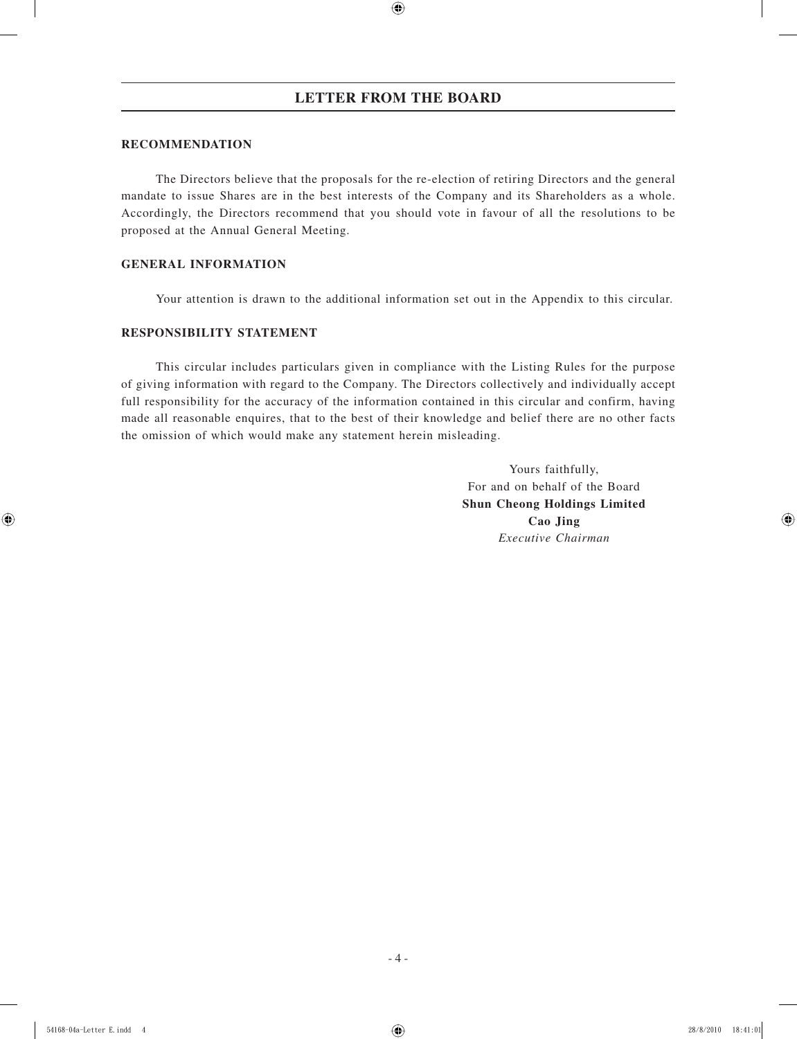## LETTER FROM THE BOARD

### RECOMMENDATION

The Directors believe that the proposals for the re-election of retiring Directors and the general mandate to issue Shares are in the best interests of the Company and its Shareholders as a whole. Accordingly, the Directors recommend that you should vote in favour of all the resolutions to be proposed at the Annual General Meeting.

### GENERAL INFORMATION

Your attention is drawn to the additional information set out in the Appendix to this circular.

### RESPONSIBILITY STATEMENT

This circular includes particulars given in compliance with the Listing Rules for the purpose of giving information with regard to the Company. The Directors collectively and individually accept full responsibility for the accuracy of the information contained in this circular and confirm, having made all reasonable enquires, that to the best of their knowledge and belief there are no other facts the omission of which would make any statement herein misleading.

Yours faithfully,
For and on behalf of the Board
**Shun Cheong Holdings Limited**
**Cao Jing**
*Executive Chairman*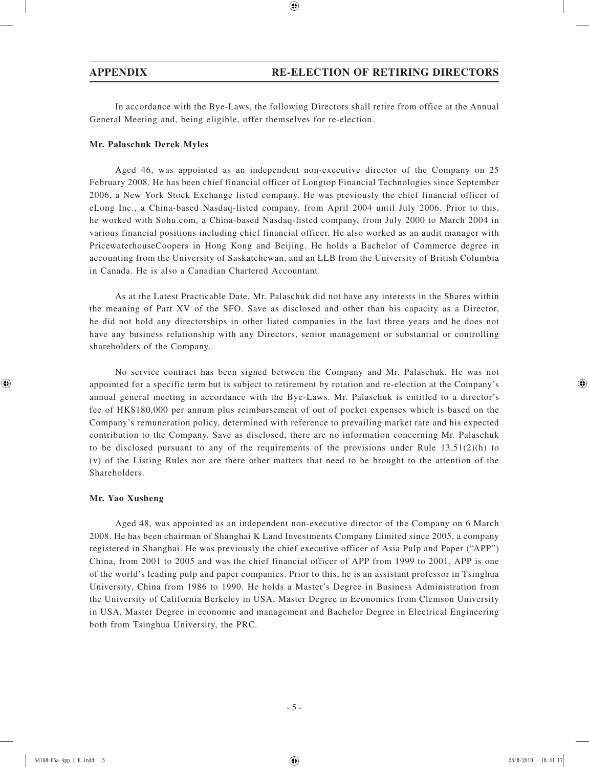In accordance with the Bye-Laws, the following Directors shall retire from office at the Annual General Meeting and, being eligible, offer themselves for re-election.

**Mr. Palaschuk Derek Myles**

Aged 46, was appointed as an independent non-executive director of the Company on 25 February 2008. He has been chief financial officer of Longtop Financial Technologies since September 2006, a New York Stock Exchange listed company. He was previously the chief financial officer of eLong Inc., a China-based Nasdaq-listed company, from April 2004 until July 2006. Prior to this, he worked with Sohu.com, a China-based Nasdaq-listed company, from July 2000 to March 2004 in various financial positions including chief financial officer. He also worked as an audit manager with PricewaterhouseCoopers in Hong Kong and Beijing. He holds a Bachelor of Commerce degree in accounting from the University of Saskatchewan, and an LLB from the University of British Columbia in Canada. He is also a Canadian Chartered Accountant.

As at the Latest Practicable Date, Mr. Palaschuk did not have any interests in the Shares within the meaning of Part XV of the SFO. Save as disclosed and other than his capacity as a Director, he did not hold any directorships in other listed companies in the last three years and he does not have any business relationship with any Directors, senior management or substantial or controlling shareholders of the Company.

No service contract has been signed between the Company and Mr. Palaschuk. He was not appointed for a specific term but is subject to retirement by rotation and re-election at the Company's annual general meeting in accordance with the Bye-Laws. Mr. Palaschuk is entitled to a director's fee of HK$180,000 per annum plus reimbursement of out of pocket expenses which is based on the Company's remuneration policy, determined with reference to prevailing market rate and his expected contribution to the Company. Save as disclosed, there are no information concerning Mr. Palaschuk to be disclosed pursuant to any of the requirements of the provisions under Rule 13.51(2)(h) to (v) of the Listing Rules nor are there other matters that need to be brought to the attention of the Shareholders.

**Mr. Yao Xusheng**

Aged 48, was appointed as an independent non-executive director of the Company on 6 March 2008. He has been chairman of Shanghai K Land Investments Company Limited since 2005, a company registered in Shanghai. He was previously the chief executive officer of Asia Pulp and Paper ("APP") China, from 2001 to 2005 and was the chief financial officer of APP from 1999 to 2001, APP is one of the world's leading pulp and paper companies. Prior to this, he is an assistant professor in Tsinghua University, China from 1986 to 1990. He holds a Master's Degree in Business Administration from the University of California Berkeley in USA, Master Degree in Economics from Clemson University in USA, Master Degree in economic and management and Bachelor Degree in Electrical Engineering both from Tsinghua University, the PRC.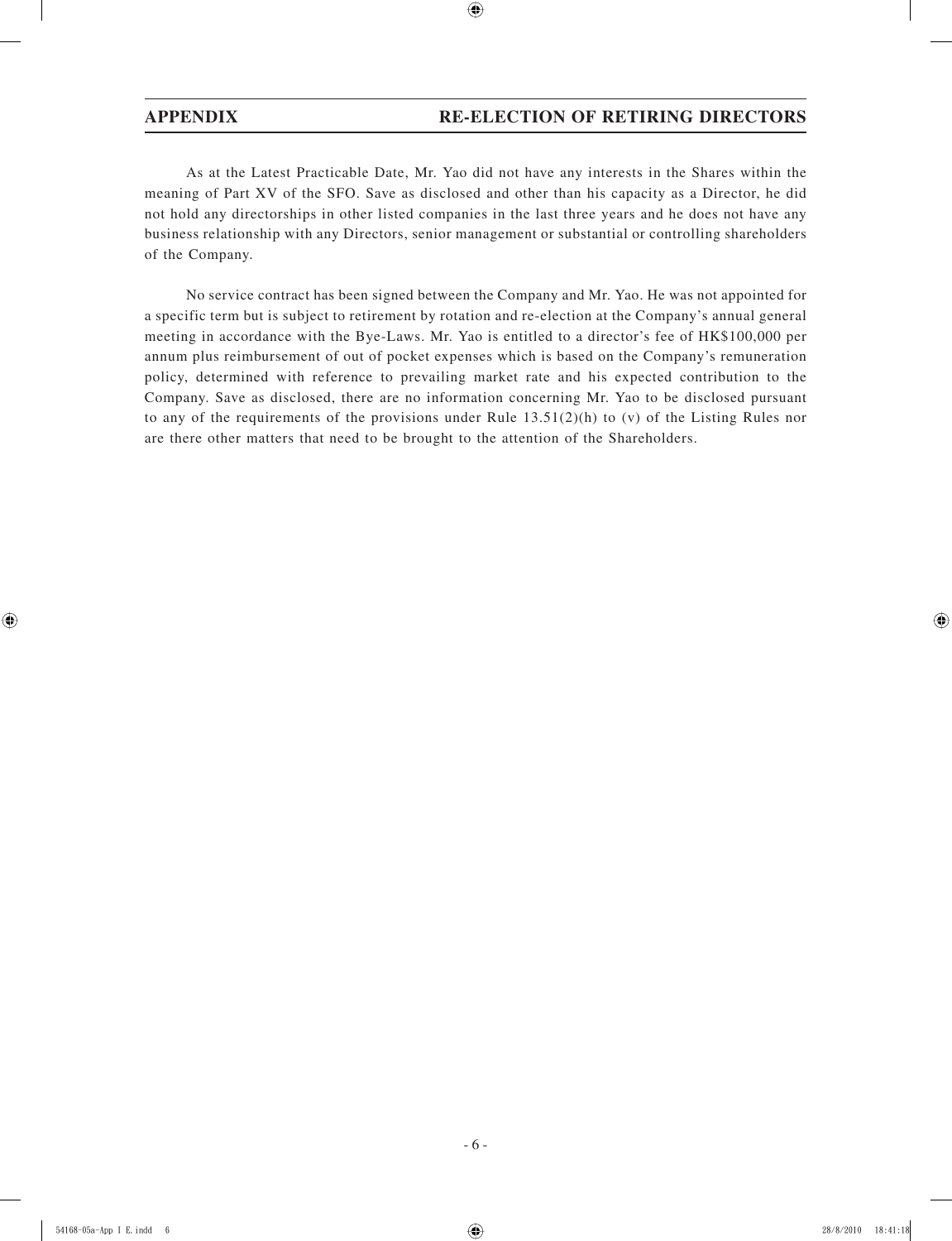As at the Latest Practicable Date, Mr. Yao did not have any interests in the Shares within the meaning of Part XV of the SFO. Save as disclosed and other than his capacity as a Director, he did not hold any directorships in other listed companies in the last three years and he does not have any business relationship with any Directors, senior management or substantial or controlling shareholders of the Company.

No service contract has been signed between the Company and Mr. Yao. He was not appointed for a specific term but is subject to retirement by rotation and re-election at the Company's annual general meeting in accordance with the Bye-Laws. Mr. Yao is entitled to a director's fee of HK$100,000 per annum plus reimbursement of out of pocket expenses which is based on the Company's remuneration policy, determined with reference to prevailing market rate and his expected contribution to the Company. Save as disclosed, there are no information concerning Mr. Yao to be disclosed pursuant to any of the requirements of the provisions under Rule 13.51(2)(h) to (v) of the Listing Rules nor are there other matters that need to be brought to the attention of the Shareholders.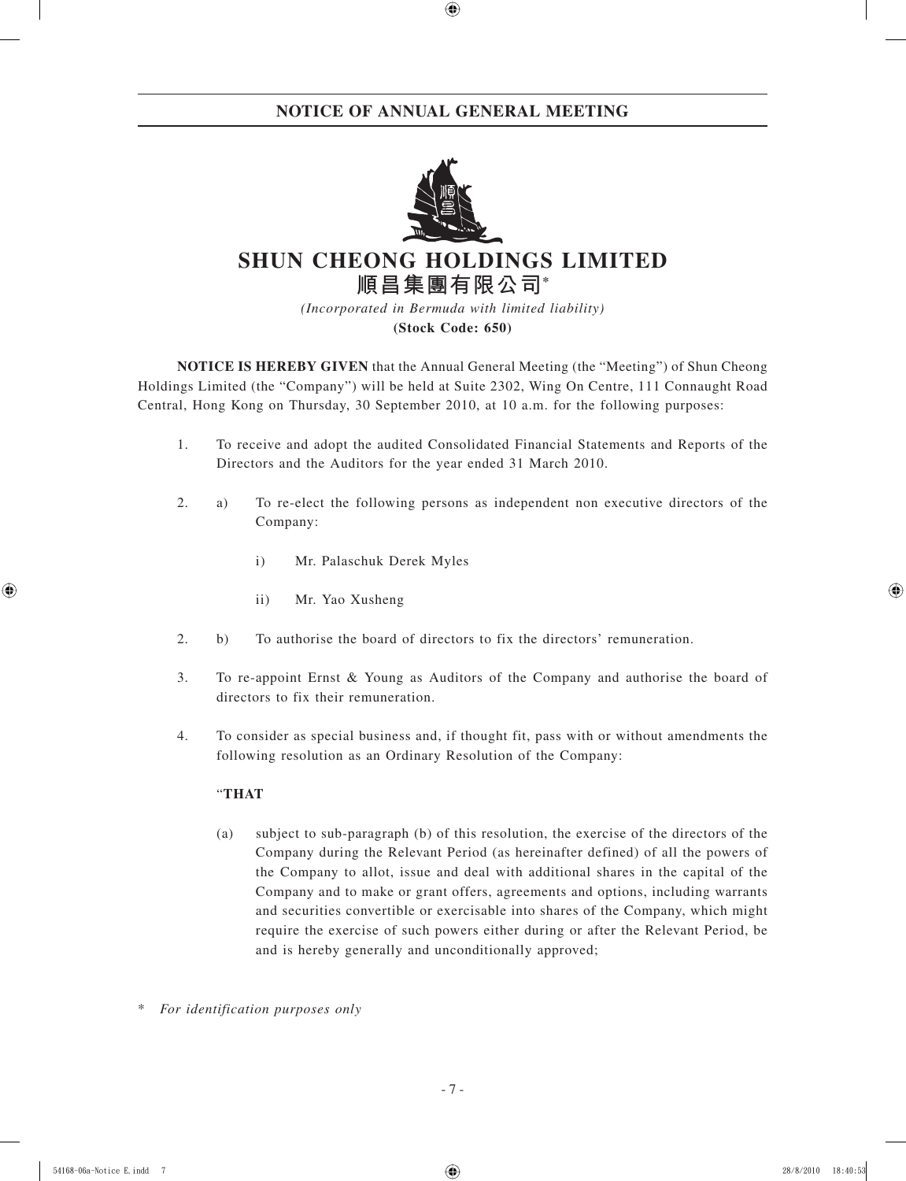# NOTICE OF ANNUAL GENERAL MEETING

# SHUN CHEONG HOLDINGS LIMITED
## 順昌集團有限公司*

*(Incorporated in Bermuda with limited liability)*

**(Stock Code: 650)**

**NOTICE IS HEREBY GIVEN** that the Annual General Meeting (the "Meeting") of Shun Cheong Holdings Limited (the "Company") will be held at Suite 2302, Wing On Centre, 111 Connaught Road Central, Hong Kong on Thursday, 30 September 2010, at 10 a.m. for the following purposes:

1. To receive and adopt the audited Consolidated Financial Statements and Reports of the Directors and the Auditors for the year ended 31 March 2010.

2. a) To re-elect the following persons as independent non executive directors of the Company:

   i) Mr. Palaschuk Derek Myles

   ii) Mr. Yao Xusheng

2. b) To authorise the board of directors to fix the directors' remuneration.

3. To re-appoint Ernst & Young as Auditors of the Company and authorise the board of directors to fix their remuneration.

4. To consider as special business and, if thought fit, pass with or without amendments the following resolution as an Ordinary Resolution of the Company:

   "**THAT**

   (a) subject to sub-paragraph (b) of this resolution, the exercise of the directors of the Company during the Relevant Period (as hereinafter defined) of all the powers of the Company to allot, issue and deal with additional shares in the capital of the Company and to make or grant offers, agreements and options, including warrants and securities convertible or exercisable into shares of the Company, which might require the exercise of such powers either during or after the Relevant Period, be and is hereby generally and unconditionally approved;

\* *For identification purposes only*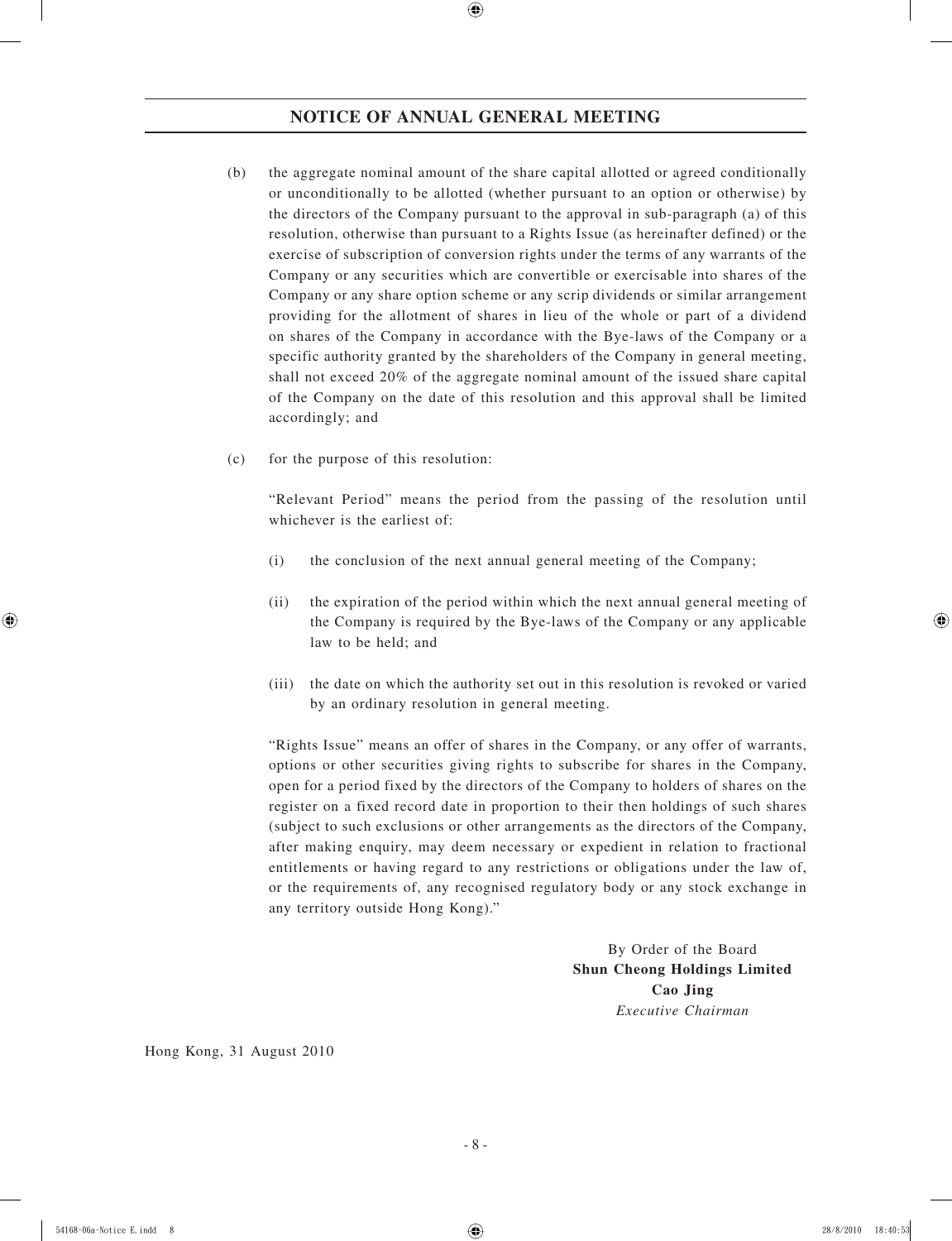(b) the aggregate nominal amount of the share capital allotted or agreed conditionally or unconditionally to be allotted (whether pursuant to an option or otherwise) by the directors of the Company pursuant to the approval in sub-paragraph (a) of this resolution, otherwise than pursuant to a Rights Issue (as hereinafter defined) or the exercise of subscription of conversion rights under the terms of any warrants of the Company or any securities which are convertible or exercisable into shares of the Company or any share option scheme or any scrip dividends or similar arrangement providing for the allotment of shares in lieu of the whole or part of a dividend on shares of the Company in accordance with the Bye-laws of the Company or a specific authority granted by the shareholders of the Company in general meeting, shall not exceed 20% of the aggregate nominal amount of the issued share capital of the Company on the date of this resolution and this approval shall be limited accordingly; and

(c) for the purpose of this resolution:

"Relevant Period" means the period from the passing of the resolution until whichever is the earliest of:

(i) the conclusion of the next annual general meeting of the Company;

(ii) the expiration of the period within which the next annual general meeting of the Company is required by the Bye-laws of the Company or any applicable law to be held; and

(iii) the date on which the authority set out in this resolution is revoked or varied by an ordinary resolution in general meeting.

"Rights Issue" means an offer of shares in the Company, or any offer of warrants, options or other securities giving rights to subscribe for shares in the Company, open for a period fixed by the directors of the Company to holders of shares on the register on a fixed record date in proportion to their then holdings of such shares (subject to such exclusions or other arrangements as the directors of the Company, after making enquiry, may deem necessary or expedient in relation to fractional entitlements or having regard to any restrictions or obligations under the law of, or the requirements of, any recognised regulatory body or any stock exchange in any territory outside Hong Kong)."

By Order of the Board
**Shun Cheong Holdings Limited**
**Cao Jing**
*Executive Chairman*

Hong Kong, 31 August 2010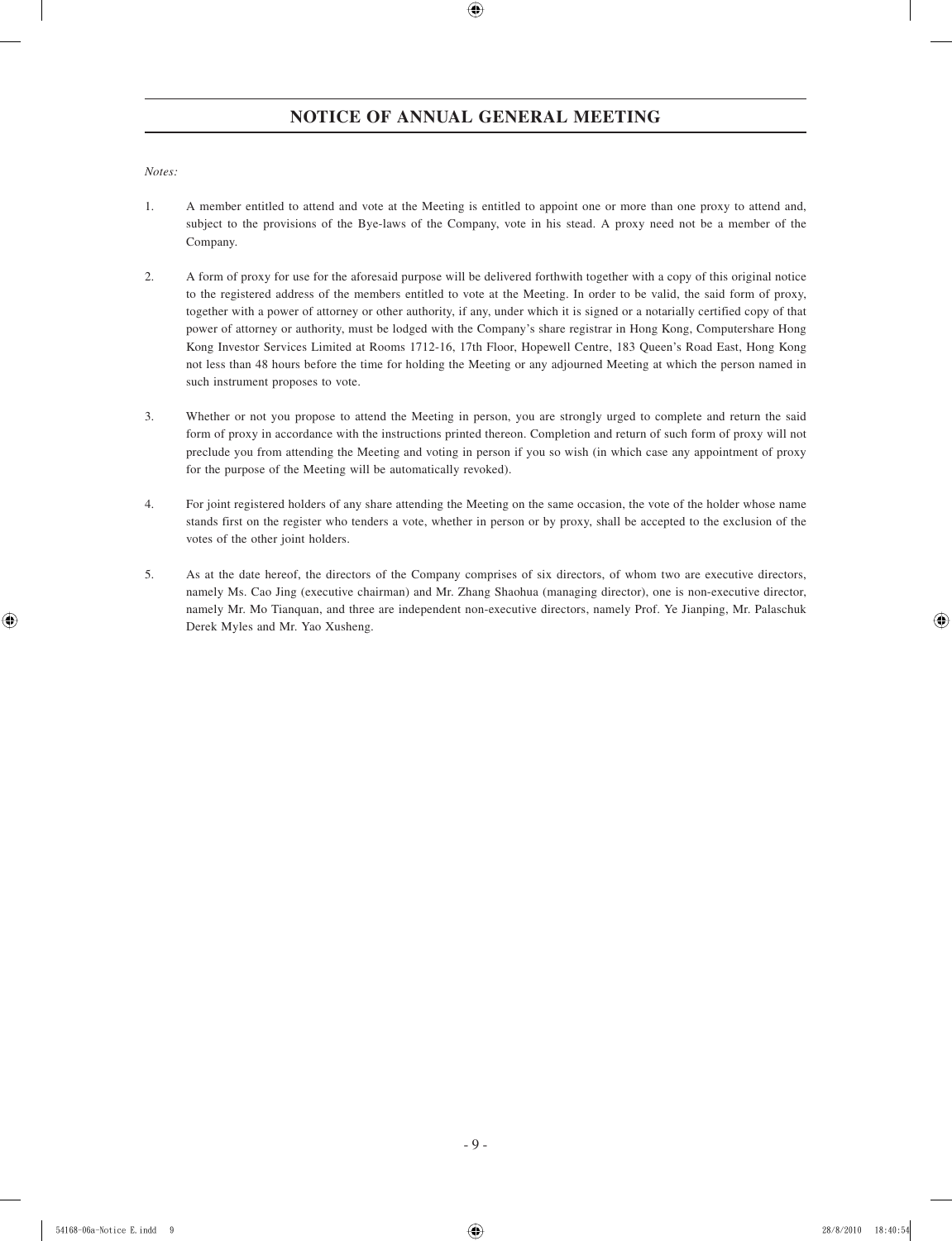## NOTICE OF ANNUAL GENERAL MEETING

*Notes:*

1. A member entitled to attend and vote at the Meeting is entitled to appoint one or more than one proxy to attend and, subject to the provisions of the Bye-laws of the Company, vote in his stead. A proxy need not be a member of the Company.

2. A form of proxy for use for the aforesaid purpose will be delivered forthwith together with a copy of this original notice to the registered address of the members entitled to vote at the Meeting. In order to be valid, the said form of proxy, together with a power of attorney or other authority, if any, under which it is signed or a notarially certified copy of that power of attorney or authority, must be lodged with the Company's share registrar in Hong Kong, Computershare Hong Kong Investor Services Limited at Rooms 1712-16, 17th Floor, Hopewell Centre, 183 Queen's Road East, Hong Kong not less than 48 hours before the time for holding the Meeting or any adjourned Meeting at which the person named in such instrument proposes to vote.

3. Whether or not you propose to attend the Meeting in person, you are strongly urged to complete and return the said form of proxy in accordance with the instructions printed thereon. Completion and return of such form of proxy will not preclude you from attending the Meeting and voting in person if you so wish (in which case any appointment of proxy for the purpose of the Meeting will be automatically revoked).

4. For joint registered holders of any share attending the Meeting on the same occasion, the vote of the holder whose name stands first on the register who tenders a vote, whether in person or by proxy, shall be accepted to the exclusion of the votes of the other joint holders.

5. As at the date hereof, the directors of the Company comprises of six directors, of whom two are executive directors, namely Ms. Cao Jing (executive chairman) and Mr. Zhang Shaohua (managing director), one is non-executive director, namely Mr. Mo Tianquan, and three are independent non-executive directors, namely Prof. Ye Jianping, Mr. Palaschuk Derek Myles and Mr. Yao Xusheng.